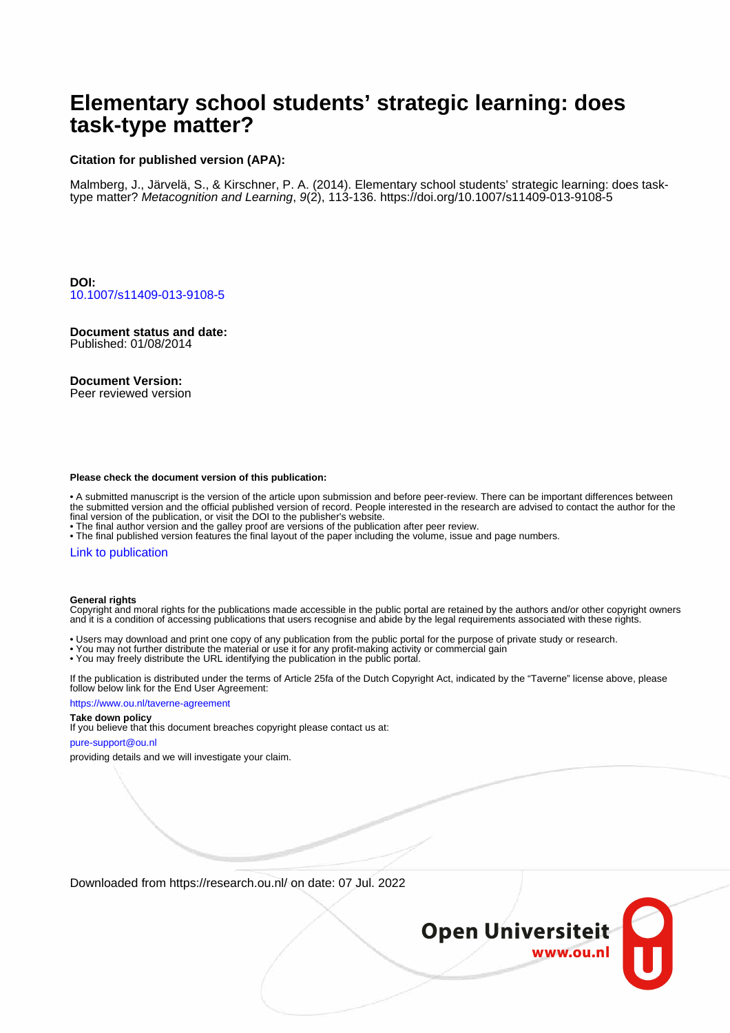# Elementary school students' strategic learning: does task-type matter?

**Citation for published version (APA):**

Malmberg, J., Järvelä, S., & Kirschner, P. A. (2014). Elementary school students' strategic learning: does task-type matter? *Metacognition and Learning*, *9*(2), 113-136. https://doi.org/10.1007/s11409-013-9108-5

**DOI:**
10.1007/s11409-013-9108-5

**Document status and date:**
Published: 01/08/2014

**Document Version:**
Peer reviewed version

**Please check the document version of this publication:**

• A submitted manuscript is the version of the article upon submission and before peer-review. There can be important differences between the submitted version and the official published version of record. People interested in the research are advised to contact the author for the final version of the publication, or visit the DOI to the publisher's website.
• The final author version and the galley proof are versions of the publication after peer review.
• The final published version features the final layout of the paper including the volume, issue and page numbers.

Link to publication

**General rights**
Copyright and moral rights for the publications made accessible in the public portal are retained by the authors and/or other copyright owners and it is a condition of accessing publications that users recognise and abide by the legal requirements associated with these rights.

• Users may download and print one copy of any publication from the public portal for the purpose of private study or research.
• You may not further distribute the material or use it for any profit-making activity or commercial gain
• You may freely distribute the URL identifying the publication in the public portal.

If the publication is distributed under the terms of Article 25fa of the Dutch Copyright Act, indicated by the "Taverne" license above, please follow below link for the End User Agreement:

https://www.ou.nl/taverne-agreement

**Take down policy**
If you believe that this document breaches copyright please contact us at:

pure-support@ou.nl

providing details and we will investigate your claim.

Downloaded from https://research.ou.nl/ on date: 07 Jul. 2022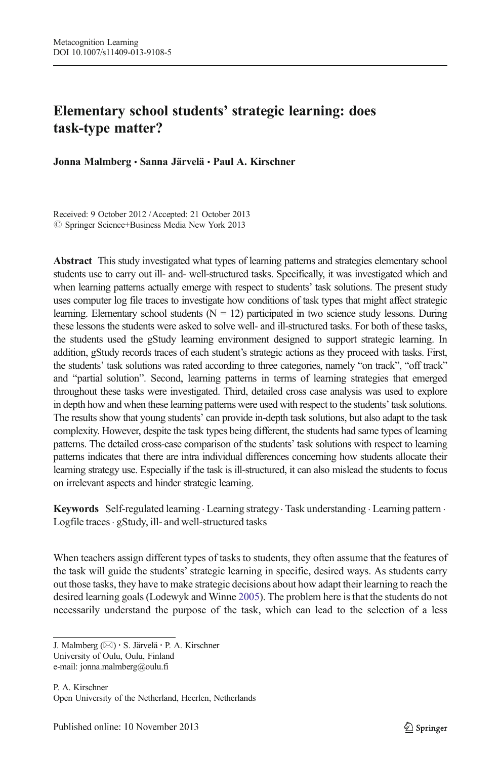# Elementary school students' strategic learning: does task-type matter?

**Jonna Malmberg · Sanna Järvelä · Paul A. Kirschner**

Received: 9 October 2012 / Accepted: 21 October 2013
© Springer Science+Business Media New York 2013

**Abstract** This study investigated what types of learning patterns and strategies elementary school students use to carry out ill- and well-structured tasks. Specifically, it was investigated which and when learning patterns actually emerge with respect to students' task solutions. The present study uses computer log file traces to investigate how conditions of task types that might affect strategic learning. Elementary school students (N = 12) participated in two science study lessons. During these lessons the students were asked to solve well- and ill-structured tasks. For both of these tasks, the students used the gStudy learning environment designed to support strategic learning. In addition, gStudy records traces of each student's strategic actions as they proceed with tasks. First, the students' task solutions was rated according to three categories, namely "on track", "off track" and "partial solution". Second, learning patterns in terms of learning strategies that emerged throughout these tasks were investigated. Third, detailed cross case analysis was used to explore in depth how and when these learning patterns were used with respect to the students' task solutions. The results show that young students' can provide in-depth task solutions, but also adapt to the task complexity. However, despite the task types being different, the students had same types of learning patterns. The detailed cross-case comparison of the students' task solutions with respect to learning patterns indicates that there are intra individual differences concerning how students allocate their learning strategy use. Especially if the task is ill-structured, it can also mislead the students to focus on irrelevant aspects and hinder strategic learning.

**Keywords** Self-regulated learning · Learning strategy · Task understanding · Learning pattern · Logfile traces · gStudy, ill- and well-structured tasks

When teachers assign different types of tasks to students, they often assume that the features of the task will guide the students' strategic learning in specific, desired ways. As students carry out those tasks, they have to make strategic decisions about how adapt their learning to reach the desired learning goals (Lodewyk and Winne 2005). The problem here is that the students do not necessarily understand the purpose of the task, which can lead to the selection of a less

---

J. Malmberg (✉) · S. Järvelä · P. A. Kirschner
University of Oulu, Oulu, Finland
e-mail: jonna.malmberg@oulu.fi

P. A. Kirschner
Open University of the Netherland, Heerlen, Netherlands

Published online: 10 November 2013